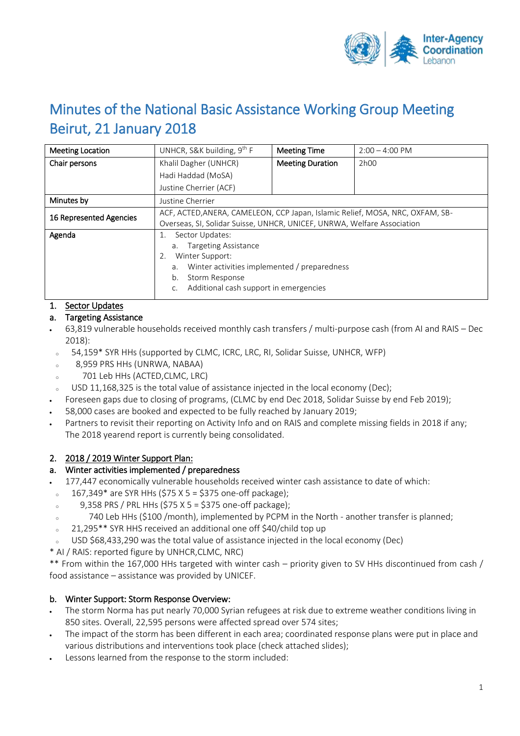# Minutes of the National Basic Assistance Working Group Meeting Beirut, 21 January 2018

| Meeting Location | UNHCR, S&K building, 9th F | Meeting Time | 2:00 – 4:00 PM |
|---|---|---|---|
| Chair persons | Khalil Dagher (UNHCR)<br>Hadi Haddad (MoSA)<br>Justine Cherrier (ACF) | Meeting Duration | 2h00 |
| Minutes by | Justine Cherrier | | |
| 16 Represented Agencies | ACF, ACTED,ANERA, CAMELEON, CCP Japan, Islamic Relief, MOSA, NRC, OXFAM, SB-Overseas, SI, Solidar Suisse, UNHCR, UNICEF, UNRWA, Welfare Association | | |
| Agenda | 1. Sector Updates:<br>a. Targeting Assistance<br>2. Winter Support:<br>a. Winter activities implemented / preparedness<br>b. Storm Response<br>c. Additional cash support in emergencies | | |

## 1. Sector Updates

### a. Targeting Assistance

- 63,819 vulnerable households received monthly cash transfers / multi-purpose cash (from AI and RAIS – Dec 2018):
  - 54,159* SYR HHs (supported by CLMC, ICRC, LRC, RI, Solidar Suisse, UNHCR, WFP)
  - 8,959 PRS HHs (UNRWA, NABAA)
  - 701 Leb HHs (ACTED,CLMC, LRC)
  - USD 11,168,325 is the total value of assistance injected in the local economy (Dec);
- Foreseen gaps due to closing of programs, (CLMC by end Dec 2018, Solidar Suisse by end Feb 2019);
- 58,000 cases are booked and expected to be fully reached by January 2019;
- Partners to revisit their reporting on Activity Info and on RAIS and complete missing fields in 2018 if any; The 2018 yearend report is currently being consolidated.

## 2. 2018 / 2019 Winter Support Plan:

### a. Winter activities implemented / preparedness

- 177,447 economically vulnerable households received winter cash assistance to date of which:
  - 167,349* are SYR HHs ($75 X 5 = $375 one-off package);
  - 9,358 PRS / PRL HHs ($75 X 5 = $375 one-off package);
  - 740 Leb HHs ($100 /month), implemented by PCPM in the North - another transfer is planned;
  - 21,295** SYR HHS received an additional one off $40/child top up
  - USD $68,433,290 was the total value of assistance injected in the local economy (Dec)

\* AI / RAIS: reported figure by UNHCR,CLMC, NRC)

\*\* From within the 167,000 HHs targeted with winter cash – priority given to SV HHs discontinued from cash / food assistance – assistance was provided by UNICEF.

### b. Winter Support: Storm Response Overview:

- The storm Norma has put nearly 70,000 Syrian refugees at risk due to extreme weather conditions living in 850 sites. Overall, 22,595 persons were affected spread over 574 sites;
- The impact of the storm has been different in each area; coordinated response plans were put in place and various distributions and interventions took place (check attached slides);
- Lessons learned from the response to the storm included: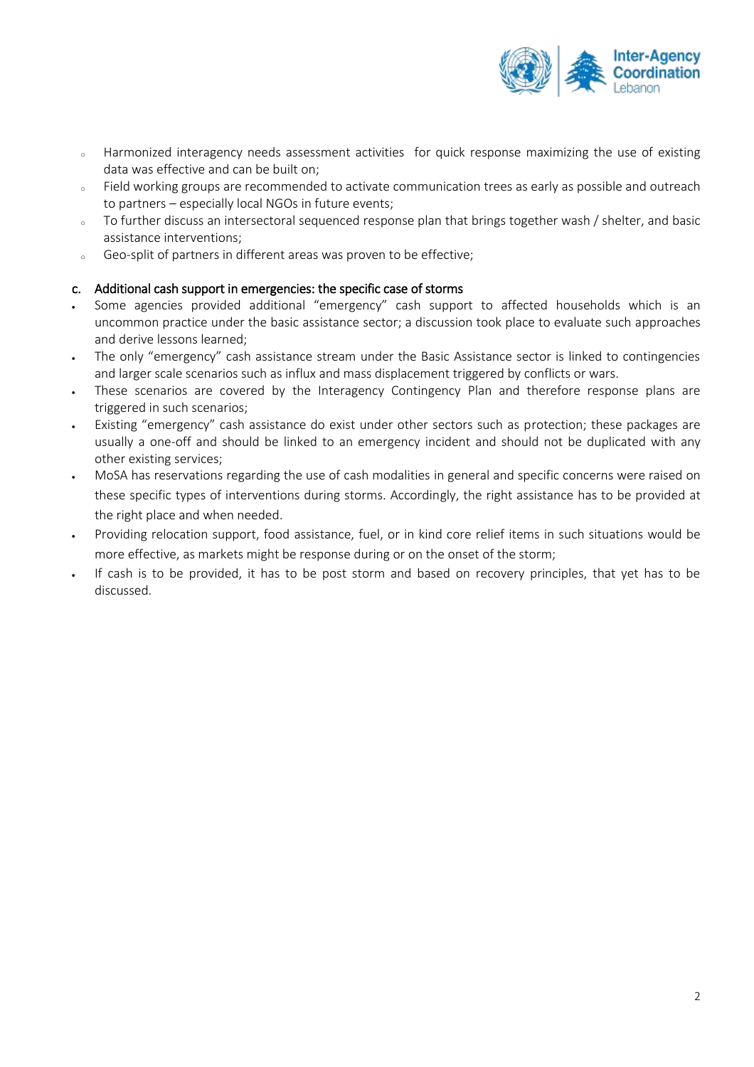- Harmonized interagency needs assessment activities for quick response maximizing the use of existing data was effective and can be built on;
- Field working groups are recommended to activate communication trees as early as possible and outreach to partners – especially local NGOs in future events;
- To further discuss an intersectoral sequenced response plan that brings together wash / shelter, and basic assistance interventions;
- Geo-split of partners in different areas was proven to be effective;

c. Additional cash support in emergencies: the specific case of storms

- Some agencies provided additional "emergency" cash support to affected households which is an uncommon practice under the basic assistance sector; a discussion took place to evaluate such approaches and derive lessons learned;
- The only "emergency" cash assistance stream under the Basic Assistance sector is linked to contingencies and larger scale scenarios such as influx and mass displacement triggered by conflicts or wars.
- These scenarios are covered by the Interagency Contingency Plan and therefore response plans are triggered in such scenarios;
- Existing "emergency" cash assistance do exist under other sectors such as protection; these packages are usually a one-off and should be linked to an emergency incident and should not be duplicated with any other existing services;
- MoSA has reservations regarding the use of cash modalities in general and specific concerns were raised on these specific types of interventions during storms. Accordingly, the right assistance has to be provided at the right place and when needed.
- Providing relocation support, food assistance, fuel, or in kind core relief items in such situations would be more effective, as markets might be response during or on the onset of the storm;
- If cash is to be provided, it has to be post storm and based on recovery principles, that yet has to be discussed.